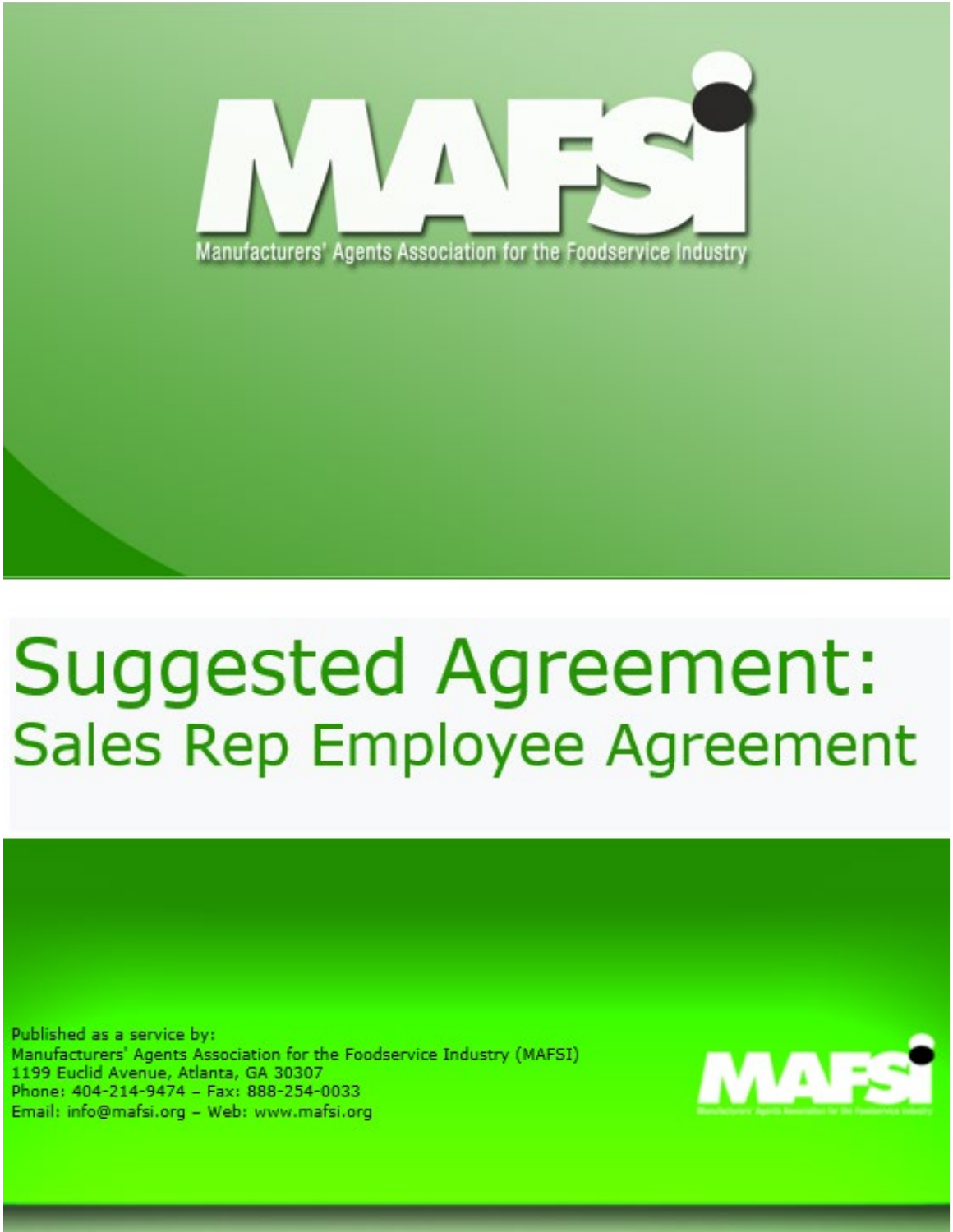# MAFSI

Manufacturers' Agents Association for the Foodservice Industry

# Suggested Agreement:

## Sales Rep Employee Agreement

Published as a service by:
Manufacturers' Agents Association for the Foodservice Industry (MAFSI)
1199 Euclid Avenue, Atlanta, GA 30307
Phone: 404-214-9474 – Fax: 888-254-0033
Email: info@mafsi.org – Web: www.mafsi.org

MAFSI

Manufacturers' Agents Association for the Foodservice Industry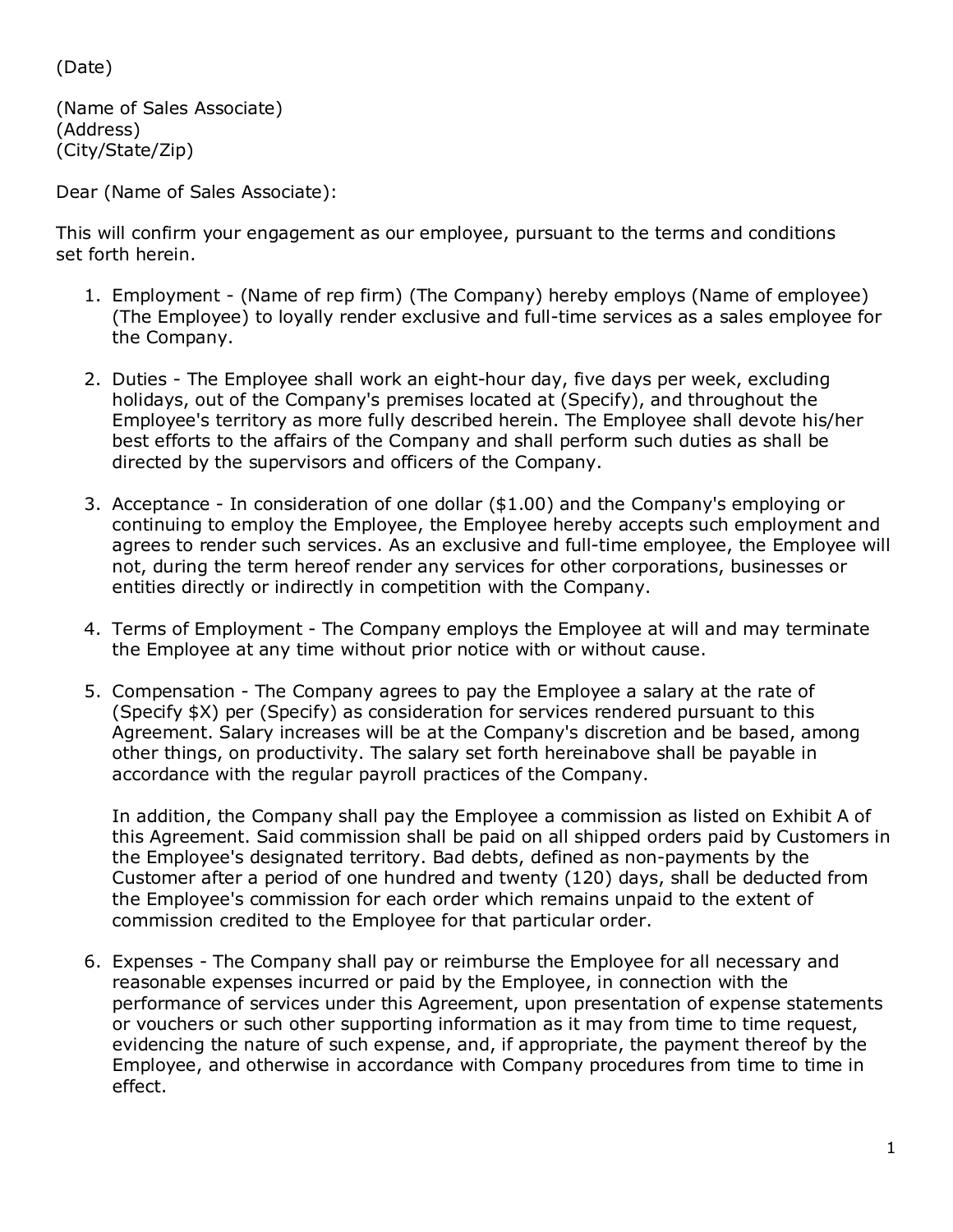(Date)

(Name of Sales Associate)
(Address)
(City/State/Zip)

Dear (Name of Sales Associate):

This will confirm your engagement as our employee, pursuant to the terms and conditions set forth herein.

1. Employment - (Name of rep firm) (The Company) hereby employs (Name of employee) (The Employee) to loyally render exclusive and full-time services as a sales employee for the Company.

2. Duties - The Employee shall work an eight-hour day, five days per week, excluding holidays, out of the Company's premises located at (Specify), and throughout the Employee's territory as more fully described herein. The Employee shall devote his/her best efforts to the affairs of the Company and shall perform such duties as shall be directed by the supervisors and officers of the Company.

3. Acceptance - In consideration of one dollar ($1.00) and the Company's employing or continuing to employ the Employee, the Employee hereby accepts such employment and agrees to render such services. As an exclusive and full-time employee, the Employee will not, during the term hereof render any services for other corporations, businesses or entities directly or indirectly in competition with the Company.

4. Terms of Employment - The Company employs the Employee at will and may terminate the Employee at any time without prior notice with or without cause.

5. Compensation - The Company agrees to pay the Employee a salary at the rate of (Specify $X) per (Specify) as consideration for services rendered pursuant to this Agreement. Salary increases will be at the Company's discretion and be based, among other things, on productivity. The salary set forth hereinabove shall be payable in accordance with the regular payroll practices of the Company.

   In addition, the Company shall pay the Employee a commission as listed on Exhibit A of this Agreement. Said commission shall be paid on all shipped orders paid by Customers in the Employee's designated territory. Bad debts, defined as non-payments by the Customer after a period of one hundred and twenty (120) days, shall be deducted from the Employee's commission for each order which remains unpaid to the extent of commission credited to the Employee for that particular order.

6. Expenses - The Company shall pay or reimburse the Employee for all necessary and reasonable expenses incurred or paid by the Employee, in connection with the performance of services under this Agreement, upon presentation of expense statements or vouchers or such other supporting information as it may from time to time request, evidencing the nature of such expense, and, if appropriate, the payment thereof by the Employee, and otherwise in accordance with Company procedures from time to time in effect.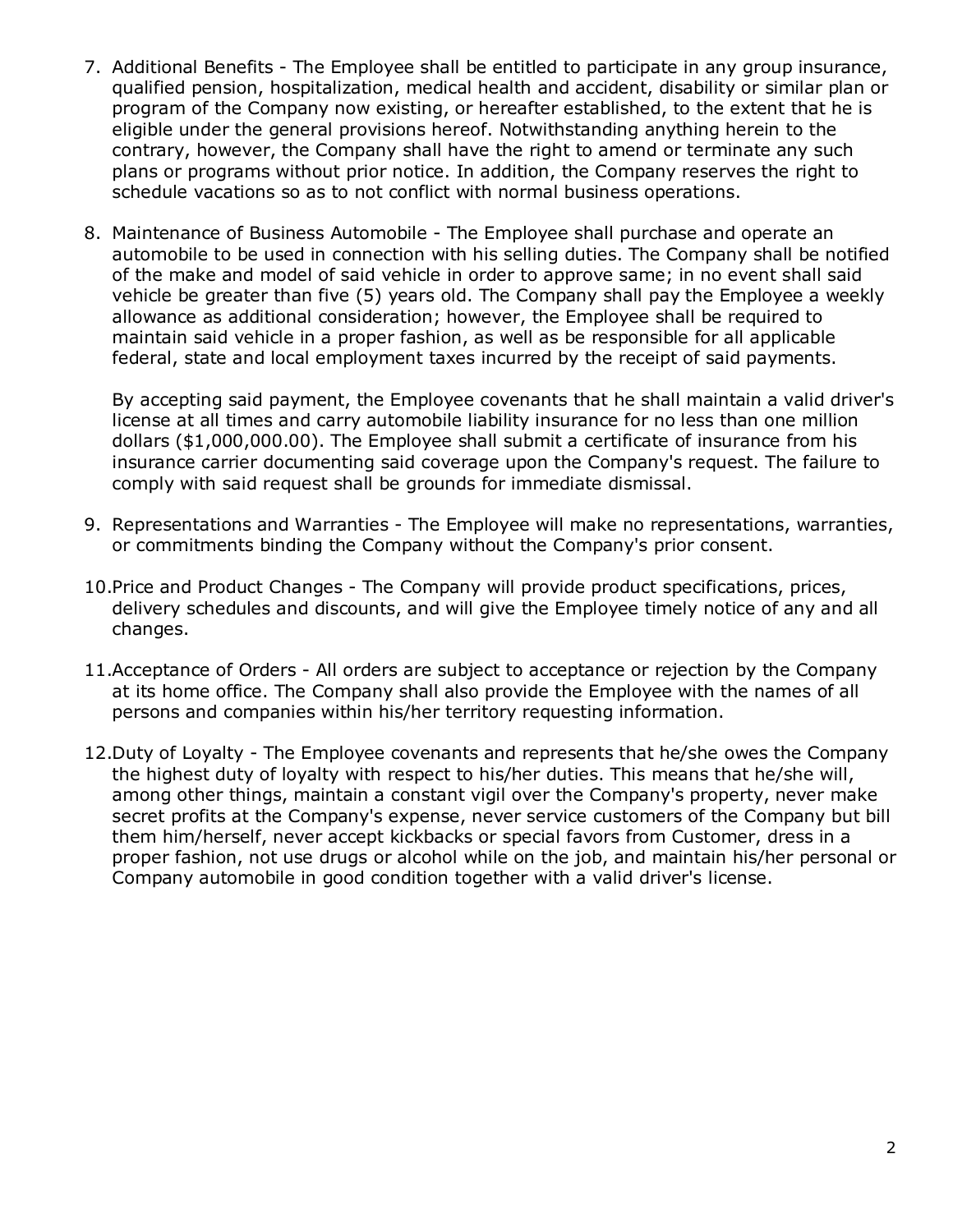7. Additional Benefits - The Employee shall be entitled to participate in any group insurance, qualified pension, hospitalization, medical health and accident, disability or similar plan or program of the Company now existing, or hereafter established, to the extent that he is eligible under the general provisions hereof. Notwithstanding anything herein to the contrary, however, the Company shall have the right to amend or terminate any such plans or programs without prior notice. In addition, the Company reserves the right to schedule vacations so as to not conflict with normal business operations.

8. Maintenance of Business Automobile - The Employee shall purchase and operate an automobile to be used in connection with his selling duties. The Company shall be notified of the make and model of said vehicle in order to approve same; in no event shall said vehicle be greater than five (5) years old. The Company shall pay the Employee a weekly allowance as additional consideration; however, the Employee shall be required to maintain said vehicle in a proper fashion, as well as be responsible for all applicable federal, state and local employment taxes incurred by the receipt of said payments.

   By accepting said payment, the Employee covenants that he shall maintain a valid driver's license at all times and carry automobile liability insurance for no less than one million dollars ($1,000,000.00). The Employee shall submit a certificate of insurance from his insurance carrier documenting said coverage upon the Company's request. The failure to comply with said request shall be grounds for immediate dismissal.

9. Representations and Warranties - The Employee will make no representations, warranties, or commitments binding the Company without the Company's prior consent.

10. Price and Product Changes - The Company will provide product specifications, prices, delivery schedules and discounts, and will give the Employee timely notice of any and all changes.

11. Acceptance of Orders - All orders are subject to acceptance or rejection by the Company at its home office. The Company shall also provide the Employee with the names of all persons and companies within his/her territory requesting information.

12. Duty of Loyalty - The Employee covenants and represents that he/she owes the Company the highest duty of loyalty with respect to his/her duties. This means that he/she will, among other things, maintain a constant vigil over the Company's property, never make secret profits at the Company's expense, never service customers of the Company but bill them him/herself, never accept kickbacks or special favors from Customer, dress in a proper fashion, not use drugs or alcohol while on the job, and maintain his/her personal or Company automobile in good condition together with a valid driver's license.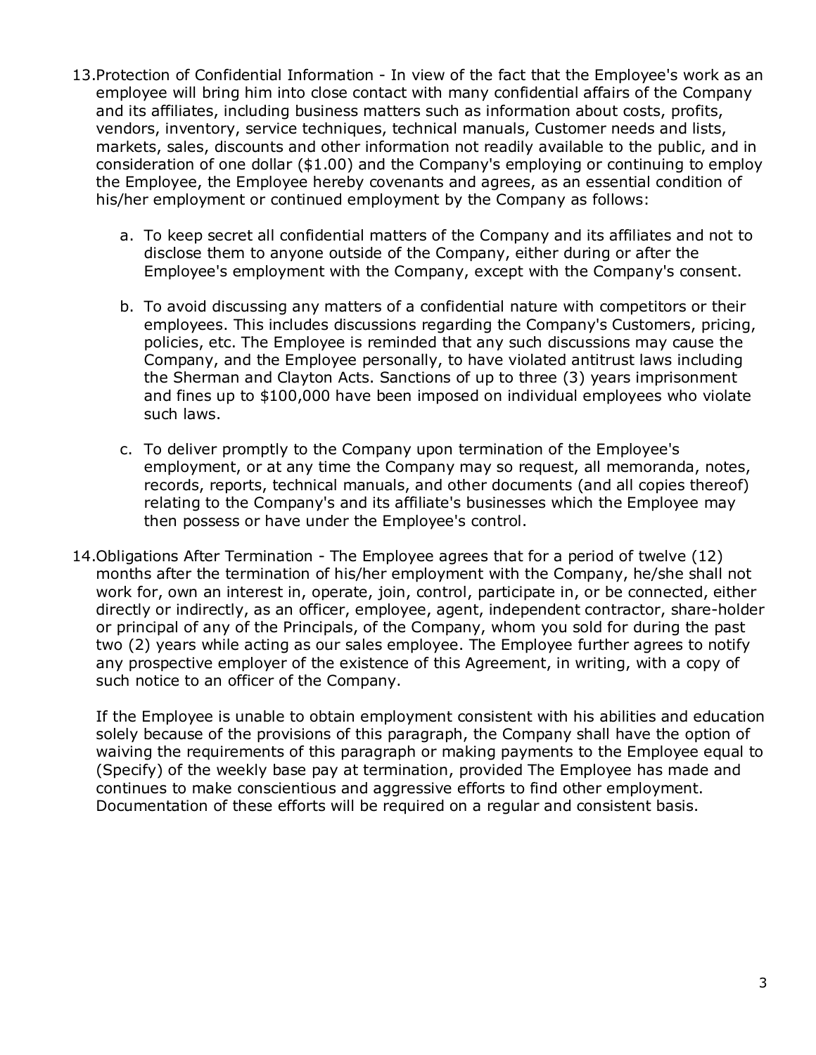13. Protection of Confidential Information - In view of the fact that the Employee's work as an employee will bring him into close contact with many confidential affairs of the Company and its affiliates, including business matters such as information about costs, profits, vendors, inventory, service techniques, technical manuals, Customer needs and lists, markets, sales, discounts and other information not readily available to the public, and in consideration of one dollar ($1.00) and the Company's employing or continuing to employ the Employee, the Employee hereby covenants and agrees, as an essential condition of his/her employment or continued employment by the Company as follows:

    a. To keep secret all confidential matters of the Company and its affiliates and not to disclose them to anyone outside of the Company, either during or after the Employee's employment with the Company, except with the Company's consent.

    b. To avoid discussing any matters of a confidential nature with competitors or their employees. This includes discussions regarding the Company's Customers, pricing, policies, etc. The Employee is reminded that any such discussions may cause the Company, and the Employee personally, to have violated antitrust laws including the Sherman and Clayton Acts. Sanctions of up to three (3) years imprisonment and fines up to $100,000 have been imposed on individual employees who violate such laws.

    c. To deliver promptly to the Company upon termination of the Employee's employment, or at any time the Company may so request, all memoranda, notes, records, reports, technical manuals, and other documents (and all copies thereof) relating to the Company's and its affiliate's businesses which the Employee may then possess or have under the Employee's control.

14. Obligations After Termination - The Employee agrees that for a period of twelve (12) months after the termination of his/her employment with the Company, he/she shall not work for, own an interest in, operate, join, control, participate in, or be connected, either directly or indirectly, as an officer, employee, agent, independent contractor, share-holder or principal of any of the Principals, of the Company, whom you sold for during the past two (2) years while acting as our sales employee. The Employee further agrees to notify any prospective employer of the existence of this Agreement, in writing, with a copy of such notice to an officer of the Company.

    If the Employee is unable to obtain employment consistent with his abilities and education solely because of the provisions of this paragraph, the Company shall have the option of waiving the requirements of this paragraph or making payments to the Employee equal to (Specify) of the weekly base pay at termination, provided The Employee has made and continues to make conscientious and aggressive efforts to find other employment. Documentation of these efforts will be required on a regular and consistent basis.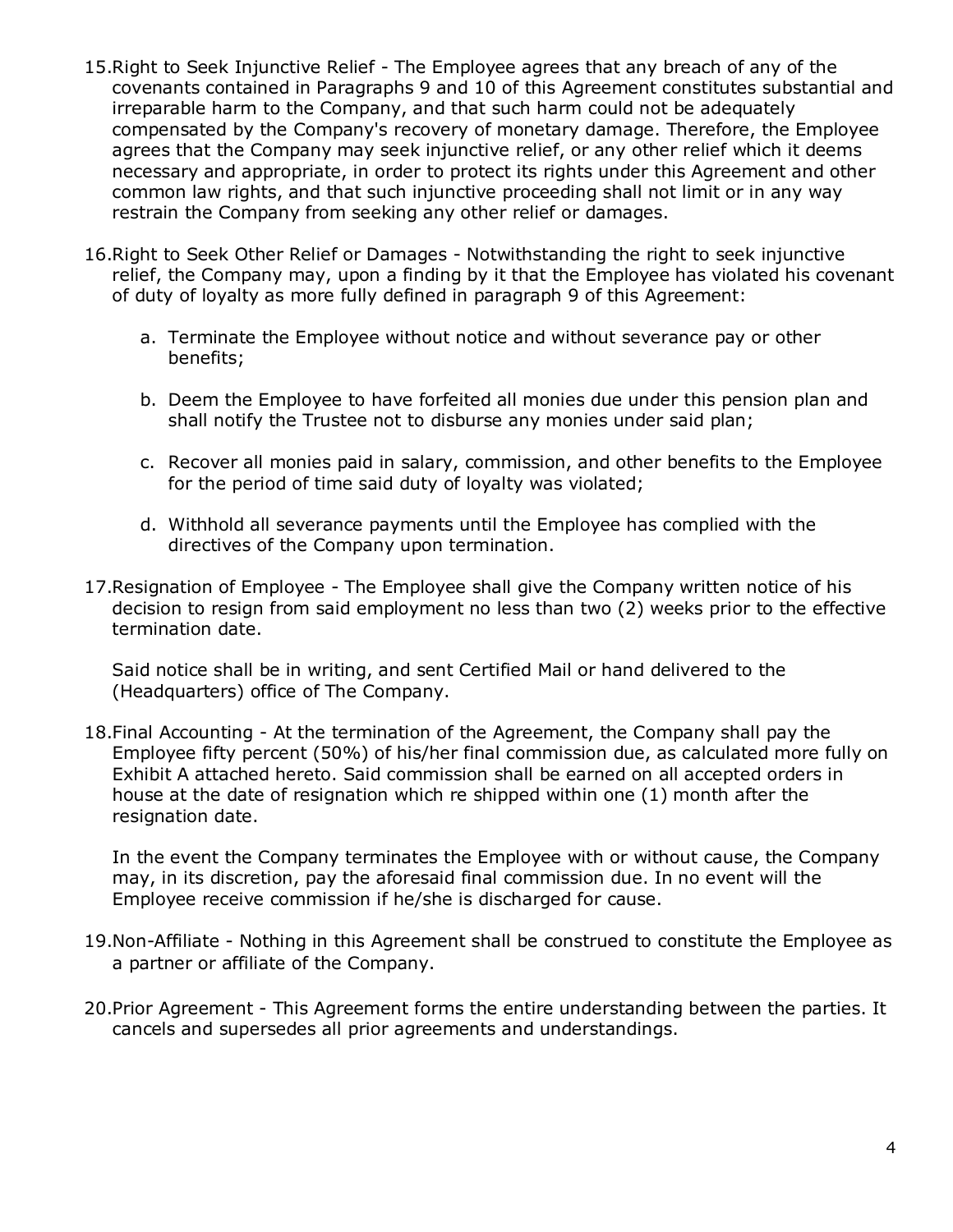15. Right to Seek Injunctive Relief - The Employee agrees that any breach of any of the covenants contained in Paragraphs 9 and 10 of this Agreement constitutes substantial and irreparable harm to the Company, and that such harm could not be adequately compensated by the Company's recovery of monetary damage. Therefore, the Employee agrees that the Company may seek injunctive relief, or any other relief which it deems necessary and appropriate, in order to protect its rights under this Agreement and other common law rights, and that such injunctive proceeding shall not limit or in any way restrain the Company from seeking any other relief or damages.

16. Right to Seek Other Relief or Damages - Notwithstanding the right to seek injunctive relief, the Company may, upon a finding by it that the Employee has violated his covenant of duty of loyalty as more fully defined in paragraph 9 of this Agreement:

    a. Terminate the Employee without notice and without severance pay or other benefits;

    b. Deem the Employee to have forfeited all monies due under this pension plan and shall notify the Trustee not to disburse any monies under said plan;

    c. Recover all monies paid in salary, commission, and other benefits to the Employee for the period of time said duty of loyalty was violated;

    d. Withhold all severance payments until the Employee has complied with the directives of the Company upon termination.

17. Resignation of Employee - The Employee shall give the Company written notice of his decision to resign from said employment no less than two (2) weeks prior to the effective termination date.

    Said notice shall be in writing, and sent Certified Mail or hand delivered to the (Headquarters) office of The Company.

18. Final Accounting - At the termination of the Agreement, the Company shall pay the Employee fifty percent (50%) of his/her final commission due, as calculated more fully on Exhibit A attached hereto. Said commission shall be earned on all accepted orders in house at the date of resignation which re shipped within one (1) month after the resignation date.

    In the event the Company terminates the Employee with or without cause, the Company may, in its discretion, pay the aforesaid final commission due. In no event will the Employee receive commission if he/she is discharged for cause.

19. Non-Affiliate - Nothing in this Agreement shall be construed to constitute the Employee as a partner or affiliate of the Company.

20. Prior Agreement - This Agreement forms the entire understanding between the parties. It cancels and supersedes all prior agreements and understandings.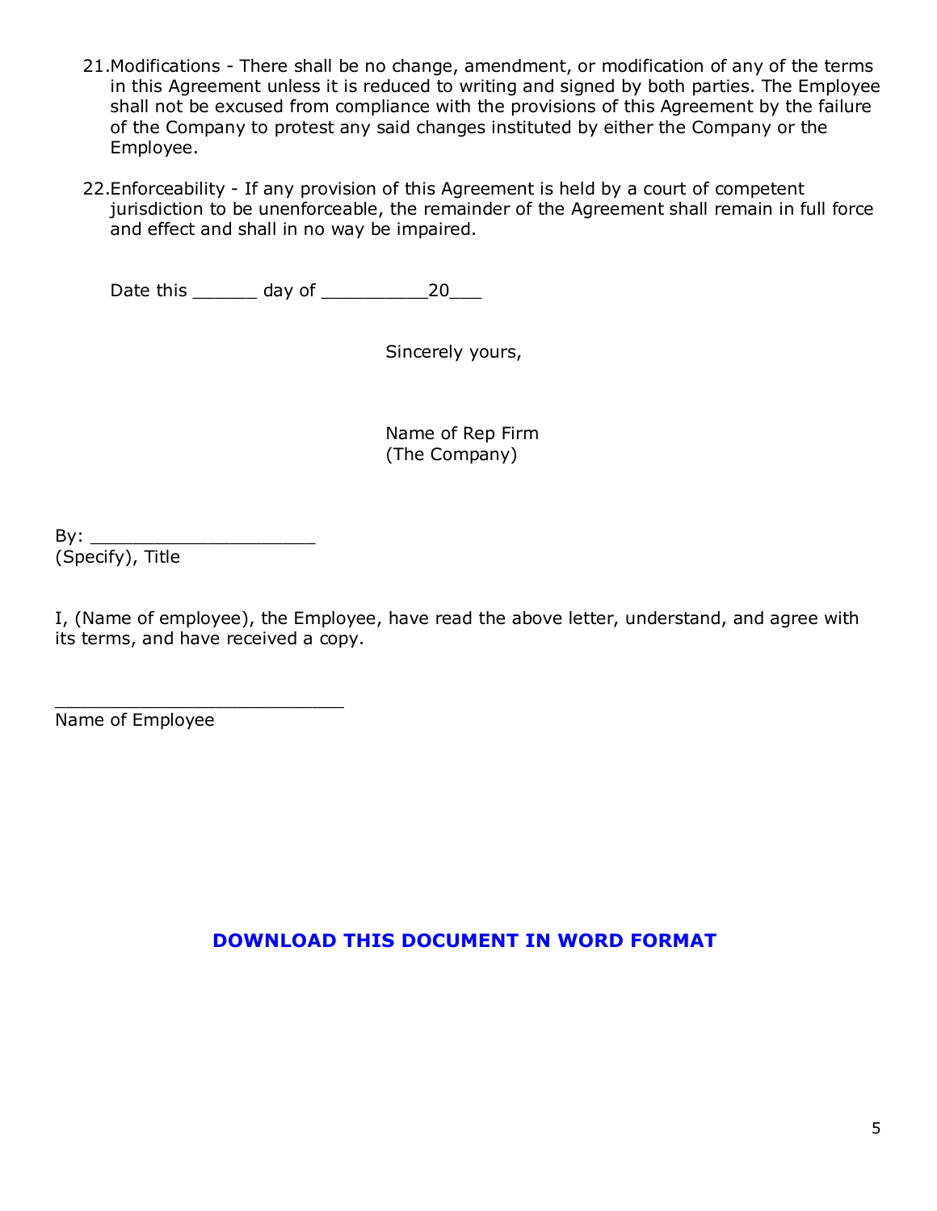21. Modifications - There shall be no change, amendment, or modification of any of the terms in this Agreement unless it is reduced to writing and signed by both parties. The Employee shall not be excused from compliance with the provisions of this Agreement by the failure of the Company to protest any said changes instituted by either the Company or the Employee.

22. Enforceability - If any provision of this Agreement is held by a court of competent jurisdiction to be unenforceable, the remainder of the Agreement shall remain in full force and effect and shall in no way be impaired.

Date this ______ day of __________20___

Sincerely yours,

Name of Rep Firm
(The Company)

By: _____________________
(Specify), Title

I, (Name of employee), the Employee, have read the above letter, understand, and agree with its terms, and have received a copy.

___________________________
Name of Employee

**DOWNLOAD THIS DOCUMENT IN WORD FORMAT**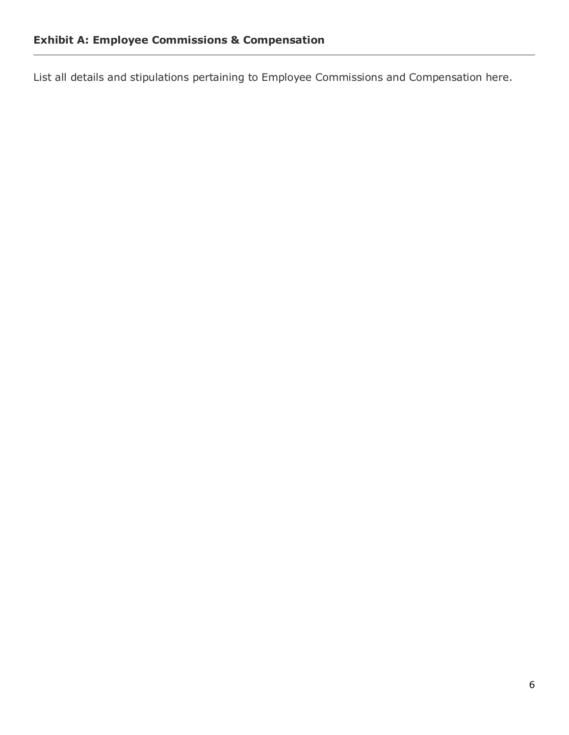### Exhibit A: Employee Commissions & Compensation

---

List all details and stipulations pertaining to Employee Commissions and Compensation here.